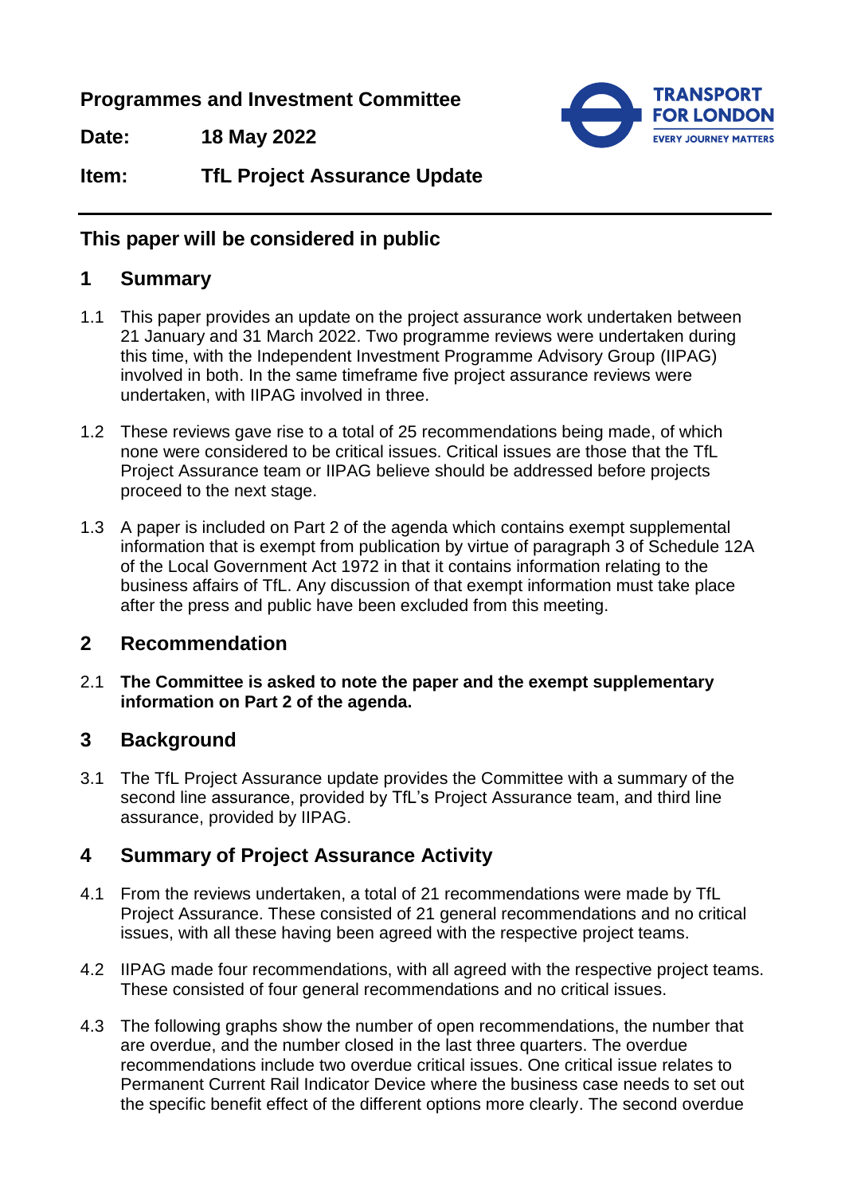**Programmes and Investment Committee**

**Date:** **18 May 2022**

**Item:** **TfL Project Assurance Update**

## This paper will be considered in public

## 1 Summary

1.1 This paper provides an update on the project assurance work undertaken between 21 January and 31 March 2022. Two programme reviews were undertaken during this time, with the Independent Investment Programme Advisory Group (IIPAG) involved in both. In the same timeframe five project assurance reviews were undertaken, with IIPAG involved in three.

1.2 These reviews gave rise to a total of 25 recommendations being made, of which none were considered to be critical issues. Critical issues are those that the TfL Project Assurance team or IIPAG believe should be addressed before projects proceed to the next stage.

1.3 A paper is included on Part 2 of the agenda which contains exempt supplemental information that is exempt from publication by virtue of paragraph 3 of Schedule 12A of the Local Government Act 1972 in that it contains information relating to the business affairs of TfL. Any discussion of that exempt information must take place after the press and public have been excluded from this meeting.

## 2 Recommendation

2.1 **The Committee is asked to note the paper and the exempt supplementary information on Part 2 of the agenda.**

## 3 Background

3.1 The TfL Project Assurance update provides the Committee with a summary of the second line assurance, provided by TfL's Project Assurance team, and third line assurance, provided by IIPAG.

## 4 Summary of Project Assurance Activity

4.1 From the reviews undertaken, a total of 21 recommendations were made by TfL Project Assurance. These consisted of 21 general recommendations and no critical issues, with all these having been agreed with the respective project teams.

4.2 IIPAG made four recommendations, with all agreed with the respective project teams. These consisted of four general recommendations and no critical issues.

4.3 The following graphs show the number of open recommendations, the number that are overdue, and the number closed in the last three quarters. The overdue recommendations include two overdue critical issues. One critical issue relates to Permanent Current Rail Indicator Device where the business case needs to set out the specific benefit effect of the different options more clearly. The second overdue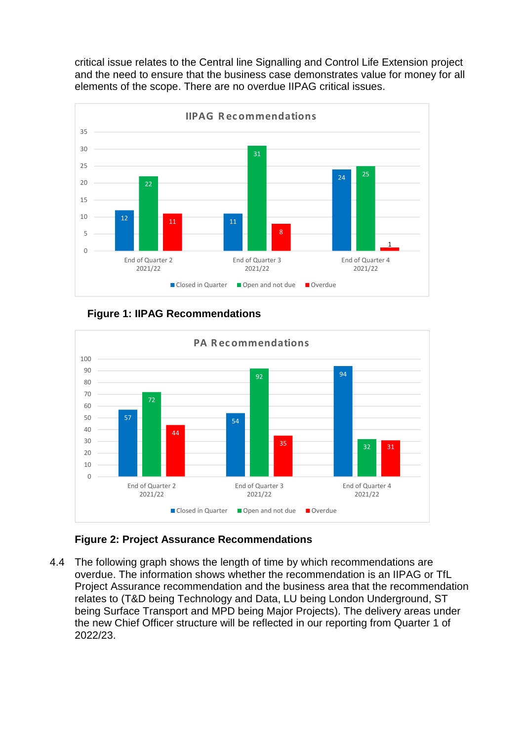critical issue relates to the Central line Signalling and Control Life Extension project and the need to ensure that the business case demonstrates value for money for all elements of the scope. There are no overdue IIPAG critical issues.

**IIPAG Recommendations**

| | Closed in Quarter | Open and not due | Overdue |
|---|---|---|---|
| End of Quarter 2 2021/22 | 12 | 22 | 11 |
| End of Quarter 3 2021/22 | 11 | 31 | 8 |
| End of Quarter 4 2021/22 | 24 | 25 | 1 |

**Figure 1: IIPAG Recommendations**

**PA Recommendations**

| | Closed in Quarter | Open and not due | Overdue |
|---|---|---|---|
| End of Quarter 2 2021/22 | 57 | 72 | 44 |
| End of Quarter 3 2021/22 | 54 | 92 | 35 |
| End of Quarter 4 2021/22 | 94 | 32 | 31 |

**Figure 2: Project Assurance Recommendations**

4.4 The following graph shows the length of time by which recommendations are overdue. The information shows whether the recommendation is an IIPAG or TfL Project Assurance recommendation and the business area that the recommendation relates to (T&D being Technology and Data, LU being London Underground, ST being Surface Transport and MPD being Major Projects). The delivery areas under the new Chief Officer structure will be reflected in our reporting from Quarter 1 of 2022/23.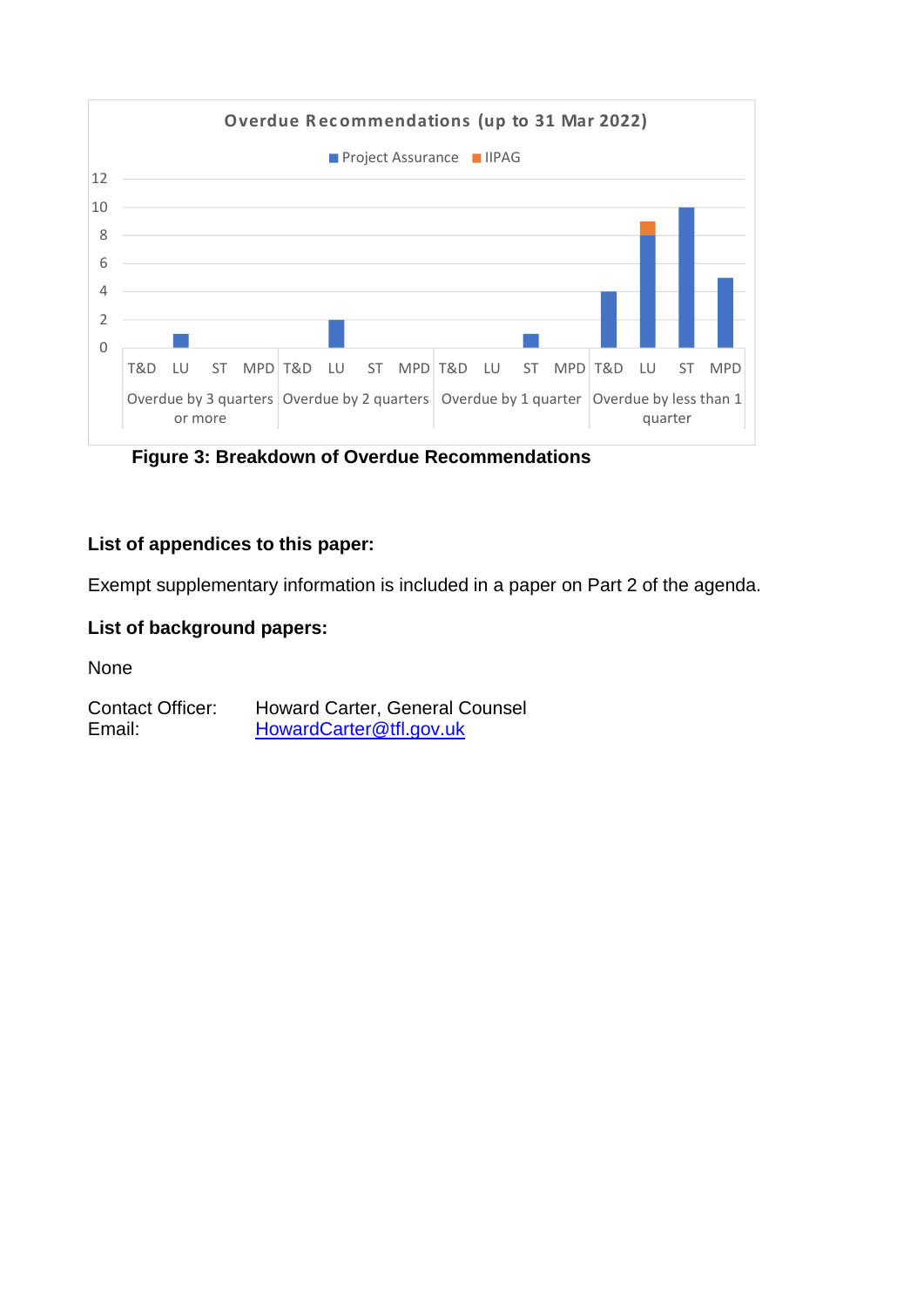Overdue Recommendations (up to 31 Mar 2022)

Project Assurance IIPAG

12
10
8
6
4
2
0

T&D LU ST MPD T&D LU ST MPD T&D LU ST MPD T&D LU ST MPD

Overdue by 3 quarters or more | Overdue by 2 quarters | Overdue by 1 quarter | Overdue by less than 1 quarter

**Figure 3: Breakdown of Overdue Recommendations**

**List of appendices to this paper:**

Exempt supplementary information is included in a paper on Part 2 of the agenda.

**List of background papers:**

None

Contact Officer: Howard Carter, General Counsel
Email: HowardCarter@tfl.gov.uk